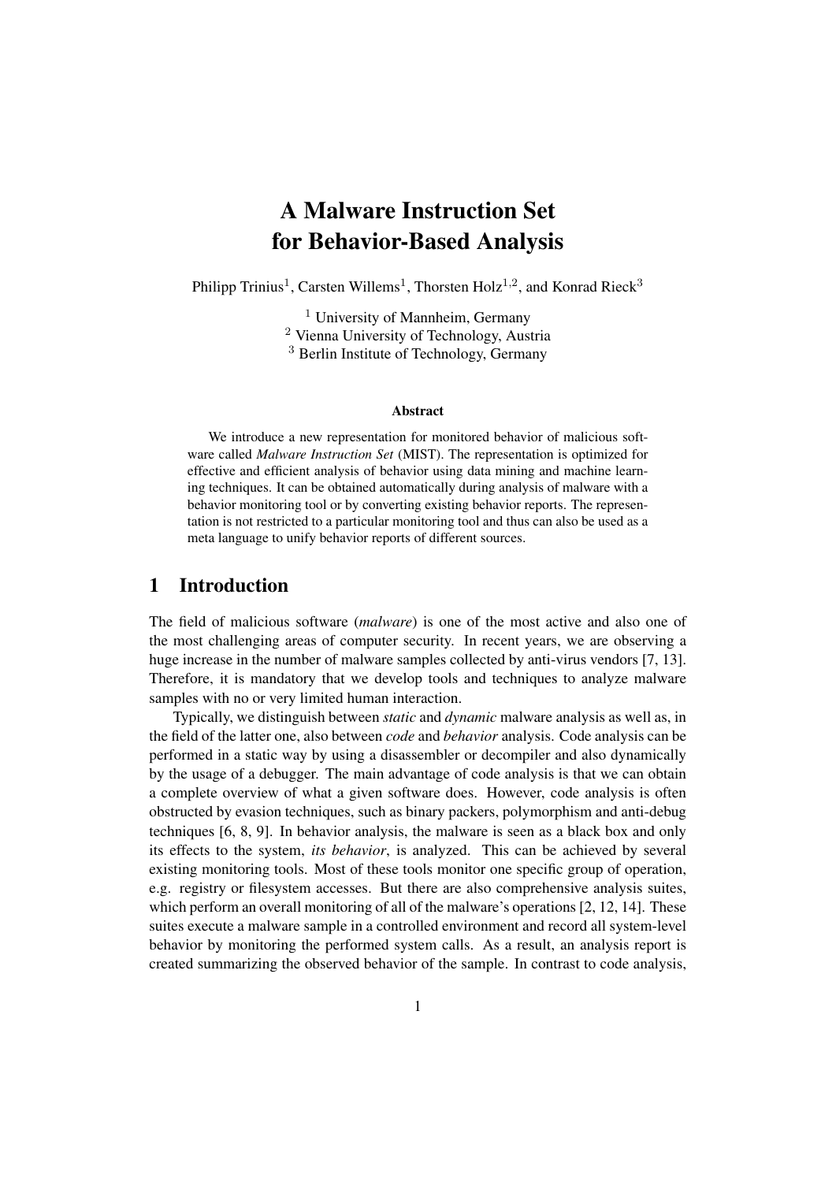# A Malware Instruction Set for Behavior-Based Analysis

Philipp Trinius[1], Carsten Willems[1], Thorsten Holz[1,2], and Konrad Rieck[3]

[1] University of Mannheim, Germany
[2] Vienna University of Technology, Austria
[3] Berlin Institute of Technology, Germany

### Abstract

We introduce a new representation for monitored behavior of malicious software called *Malware Instruction Set* (MIST). The representation is optimized for effective and efficient analysis of behavior using data mining and machine learning techniques. It can be obtained automatically during analysis of malware with a behavior monitoring tool or by converting existing behavior reports. The representation is not restricted to a particular monitoring tool and thus can also be used as a meta language to unify behavior reports of different sources.

## 1 Introduction

The field of malicious software (*malware*) is one of the most active and also one of the most challenging areas of computer security. In recent years, we are observing a huge increase in the number of malware samples collected by anti-virus vendors [7, 13]. Therefore, it is mandatory that we develop tools and techniques to analyze malware samples with no or very limited human interaction.

Typically, we distinguish between *static* and *dynamic* malware analysis as well as, in the field of the latter one, also between *code* and *behavior* analysis. Code analysis can be performed in a static way by using a disassembler or decompiler and also dynamically by the usage of a debugger. The main advantage of code analysis is that we can obtain a complete overview of what a given software does. However, code analysis is often obstructed by evasion techniques, such as binary packers, polymorphism and anti-debug techniques [6, 8, 9]. In behavior analysis, the malware is seen as a black box and only its effects to the system, *its behavior*, is analyzed. This can be achieved by several existing monitoring tools. Most of these tools monitor one specific group of operation, e.g. registry or filesystem accesses. But there are also comprehensive analysis suites, which perform an overall monitoring of all of the malware's operations [2, 12, 14]. These suites execute a malware sample in a controlled environment and record all system-level behavior by monitoring the performed system calls. As a result, an analysis report is created summarizing the observed behavior of the sample. In contrast to code analysis,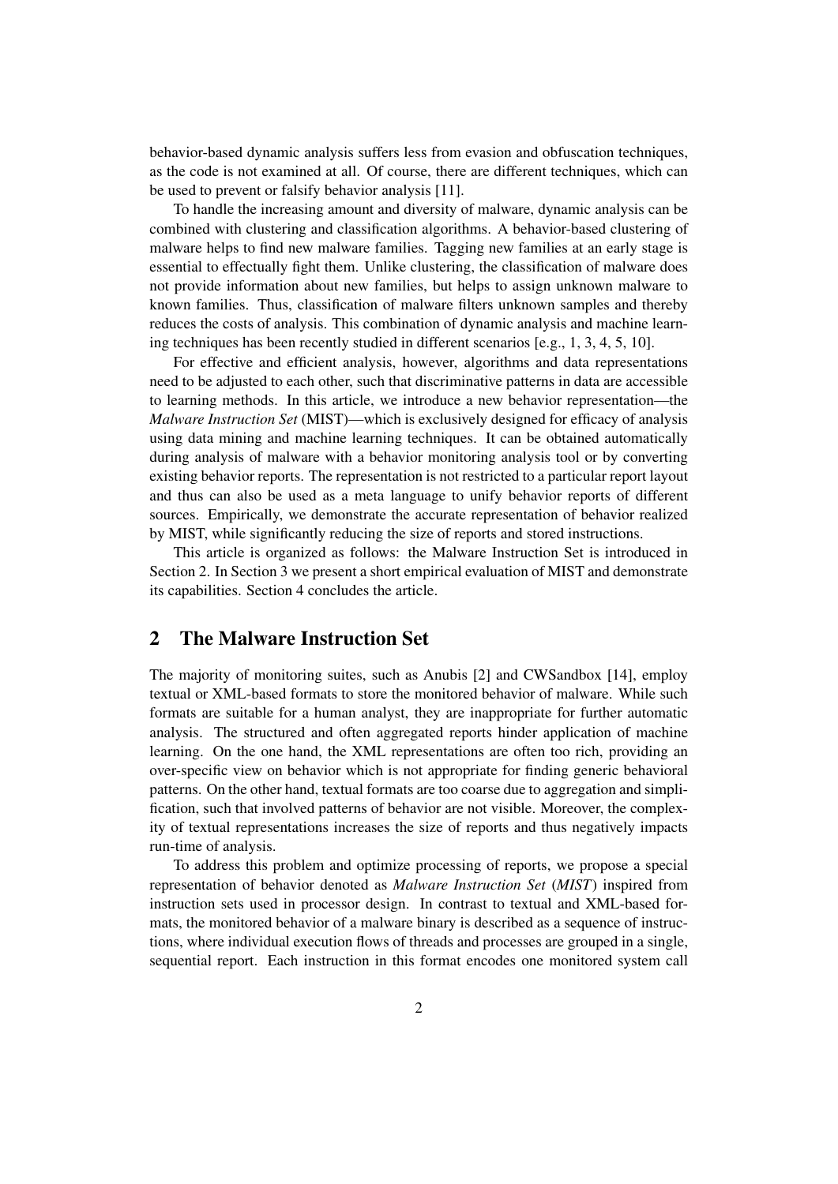behavior-based dynamic analysis suffers less from evasion and obfuscation techniques, as the code is not examined at all. Of course, there are different techniques, which can be used to prevent or falsify behavior analysis [11].

To handle the increasing amount and diversity of malware, dynamic analysis can be combined with clustering and classification algorithms. A behavior-based clustering of malware helps to find new malware families. Tagging new families at an early stage is essential to effectually fight them. Unlike clustering, the classification of malware does not provide information about new families, but helps to assign unknown malware to known families. Thus, classification of malware filters unknown samples and thereby reduces the costs of analysis. This combination of dynamic analysis and machine learning techniques has been recently studied in different scenarios [e.g., 1, 3, 4, 5, 10].

For effective and efficient analysis, however, algorithms and data representations need to be adjusted to each other, such that discriminative patterns in data are accessible to learning methods. In this article, we introduce a new behavior representation—the *Malware Instruction Set* (MIST)—which is exclusively designed for efficacy of analysis using data mining and machine learning techniques. It can be obtained automatically during analysis of malware with a behavior monitoring analysis tool or by converting existing behavior reports. The representation is not restricted to a particular report layout and thus can also be used as a meta language to unify behavior reports of different sources. Empirically, we demonstrate the accurate representation of behavior realized by MIST, while significantly reducing the size of reports and stored instructions.

This article is organized as follows: the Malware Instruction Set is introduced in Section 2. In Section 3 we present a short empirical evaluation of MIST and demonstrate its capabilities. Section 4 concludes the article.

## 2 The Malware Instruction Set

The majority of monitoring suites, such as Anubis [2] and CWSandbox [14], employ textual or XML-based formats to store the monitored behavior of malware. While such formats are suitable for a human analyst, they are inappropriate for further automatic analysis. The structured and often aggregated reports hinder application of machine learning. On the one hand, the XML representations are often too rich, providing an over-specific view on behavior which is not appropriate for finding generic behavioral patterns. On the other hand, textual formats are too coarse due to aggregation and simplification, such that involved patterns of behavior are not visible. Moreover, the complexity of textual representations increases the size of reports and thus negatively impacts run-time of analysis.

To address this problem and optimize processing of reports, we propose a special representation of behavior denoted as *Malware Instruction Set* (*MIST*) inspired from instruction sets used in processor design. In contrast to textual and XML-based formats, the monitored behavior of a malware binary is described as a sequence of instructions, where individual execution flows of threads and processes are grouped in a single, sequential report. Each instruction in this format encodes one monitored system call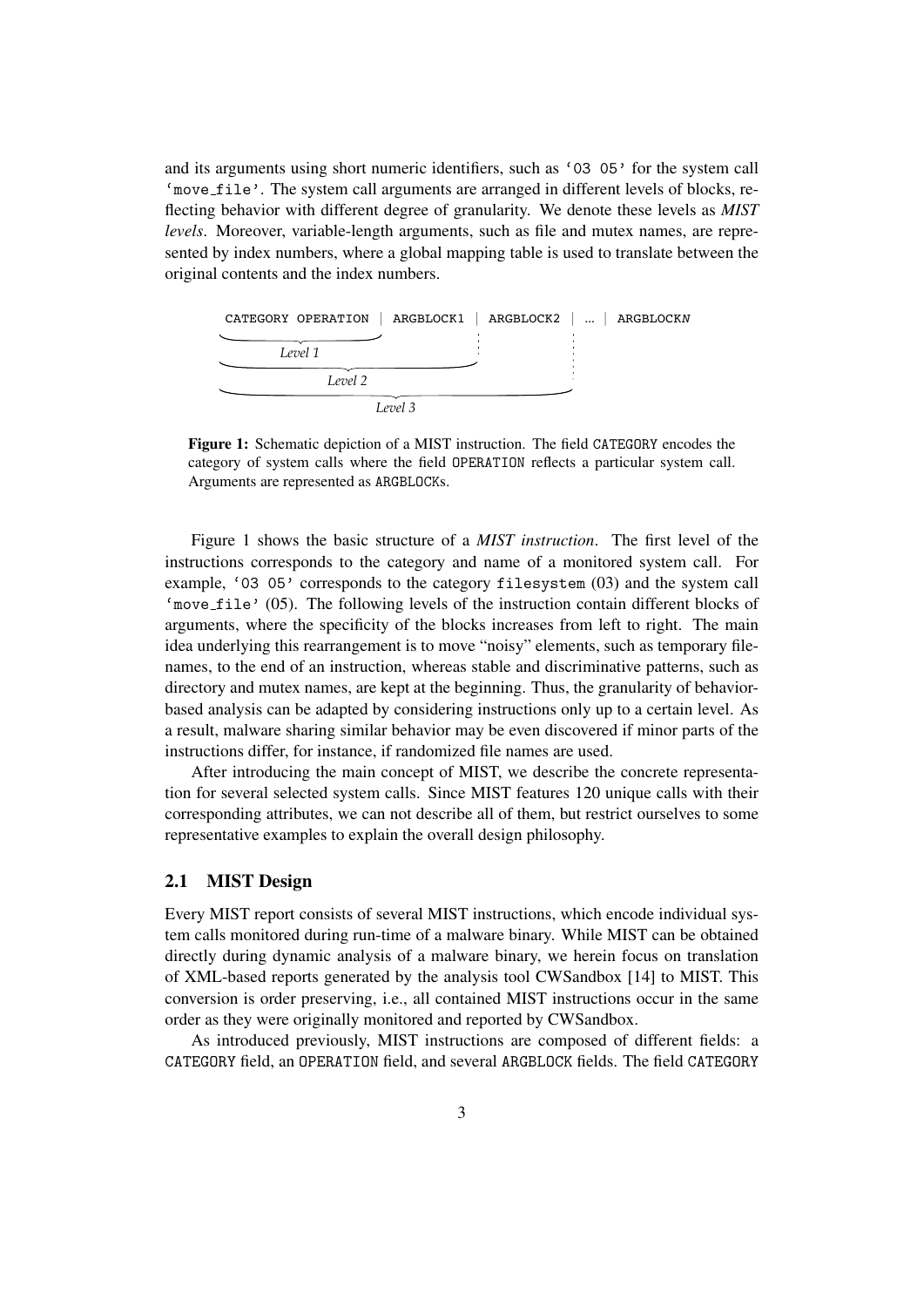and its arguments using short numeric identifiers, such as '03 05' for the system call 'move_file'. The system call arguments are arranged in different levels of blocks, reflecting behavior with different degree of granularity. We denote these levels as *MIST levels*. Moreover, variable-length arguments, such as file and mutex names, are represented by index numbers, where a global mapping table is used to translate between the original contents and the index numbers.

```
CATEGORY OPERATION | ARGBLOCK1 | ARGBLOCK2 | ... | ARGBLOCKN
\_________________/
      Level 1
\_____________________________/
            Level 2
\_________________________________________/
                  Level 3
```

**Figure 1:** Schematic depiction of a MIST instruction. The field CATEGORY encodes the category of system calls where the field OPERATION reflects a particular system call. Arguments are represented as ARGBLOCKs.

Figure 1 shows the basic structure of a *MIST instruction*. The first level of the instructions corresponds to the category and name of a monitored system call. For example, '03 05' corresponds to the category filesystem (03) and the system call 'move_file' (05). The following levels of the instruction contain different blocks of arguments, where the specificity of the blocks increases from left to right. The main idea underlying this rearrangement is to move "noisy" elements, such as temporary filenames, to the end of an instruction, whereas stable and discriminative patterns, such as directory and mutex names, are kept at the beginning. Thus, the granularity of behavior-based analysis can be adapted by considering instructions only up to a certain level. As a result, malware sharing similar behavior may be even discovered if minor parts of the instructions differ, for instance, if randomized file names are used.

After introducing the main concept of MIST, we describe the concrete representation for several selected system calls. Since MIST features 120 unique calls with their corresponding attributes, we can not describe all of them, but restrict ourselves to some representative examples to explain the overall design philosophy.

## 2.1 MIST Design

Every MIST report consists of several MIST instructions, which encode individual system calls monitored during run-time of a malware binary. While MIST can be obtained directly during dynamic analysis of a malware binary, we herein focus on translation of XML-based reports generated by the analysis tool CWSandbox [14] to MIST. This conversion is order preserving, i.e., all contained MIST instructions occur in the same order as they were originally monitored and reported by CWSandbox.

As introduced previously, MIST instructions are composed of different fields: a CATEGORY field, an OPERATION field, and several ARGBLOCK fields. The field CATEGORY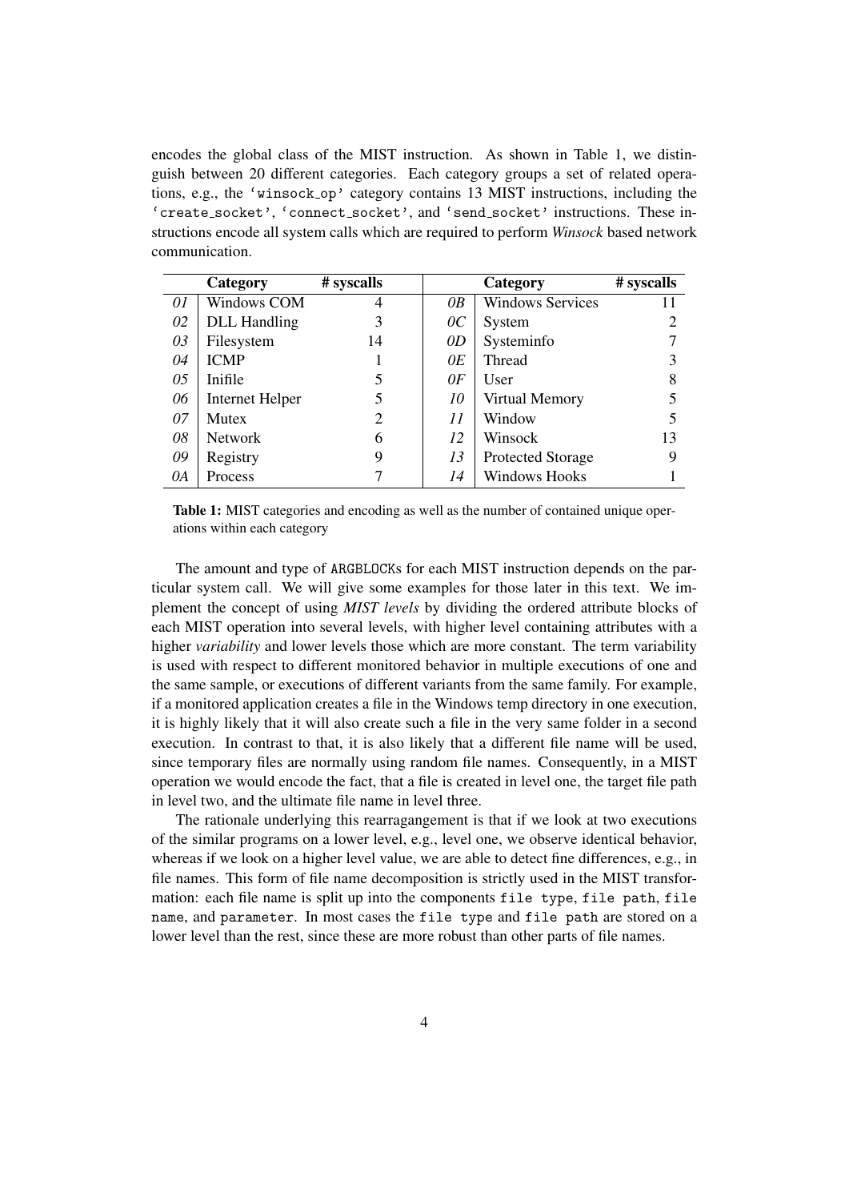encodes the global class of the MIST instruction. As shown in Table 1, we distinguish between 20 different categories. Each category groups a set of related operations, e.g., the 'winsock_op' category contains 13 MIST instructions, including the 'create_socket', 'connect_socket', and 'send_socket' instructions. These instructions encode all system calls which are required to perform *Winsock* based network communication.

| | Category | # syscalls | | Category | # syscalls |
|---|---|---|---|---|---|
| *01* | Windows COM | 4 | *0B* | Windows Services | 11 |
| *02* | DLL Handling | 3 | *0C* | System | 2 |
| *03* | Filesystem | 14 | *0D* | Systeminfo | 7 |
| *04* | ICMP | 1 | *0E* | Thread | 3 |
| *05* | Inifile | 5 | *0F* | User | 8 |
| *06* | Internet Helper | 5 | *10* | Virtual Memory | 5 |
| *07* | Mutex | 2 | *11* | Window | 5 |
| *08* | Network | 6 | *12* | Winsock | 13 |
| *09* | Registry | 9 | *13* | Protected Storage | 9 |
| *0A* | Process | 7 | *14* | Windows Hooks | 1 |

**Table 1:** MIST categories and encoding as well as the number of contained unique operations within each category

The amount and type of ARGBLOCKs for each MIST instruction depends on the particular system call. We will give some examples for those later in this text. We implement the concept of using *MIST levels* by dividing the ordered attribute blocks of each MIST operation into several levels, with higher level containing attributes with a higher *variability* and lower levels those which are more constant. The term variability is used with respect to different monitored behavior in multiple executions of one and the same sample, or executions of different variants from the same family. For example, if a monitored application creates a file in the Windows temp directory in one execution, it is highly likely that it will also create such a file in the very same folder in a second execution. In contrast to that, it is also likely that a different file name will be used, since temporary files are normally using random file names. Consequently, in a MIST operation we would encode the fact, that a file is created in level one, the target file path in level two, and the ultimate file name in level three.

The rationale underlying this rearragangement is that if we look at two executions of the similar programs on a lower level, e.g., level one, we observe identical behavior, whereas if we look on a higher level value, we are able to detect fine differences, e.g., in file names. This form of file name decomposition is strictly used in the MIST transformation: each file name is split up into the components `file type`, `file path`, `file name`, and `parameter`. In most cases the `file type` and `file path` are stored on a lower level than the rest, since these are more robust than other parts of file names.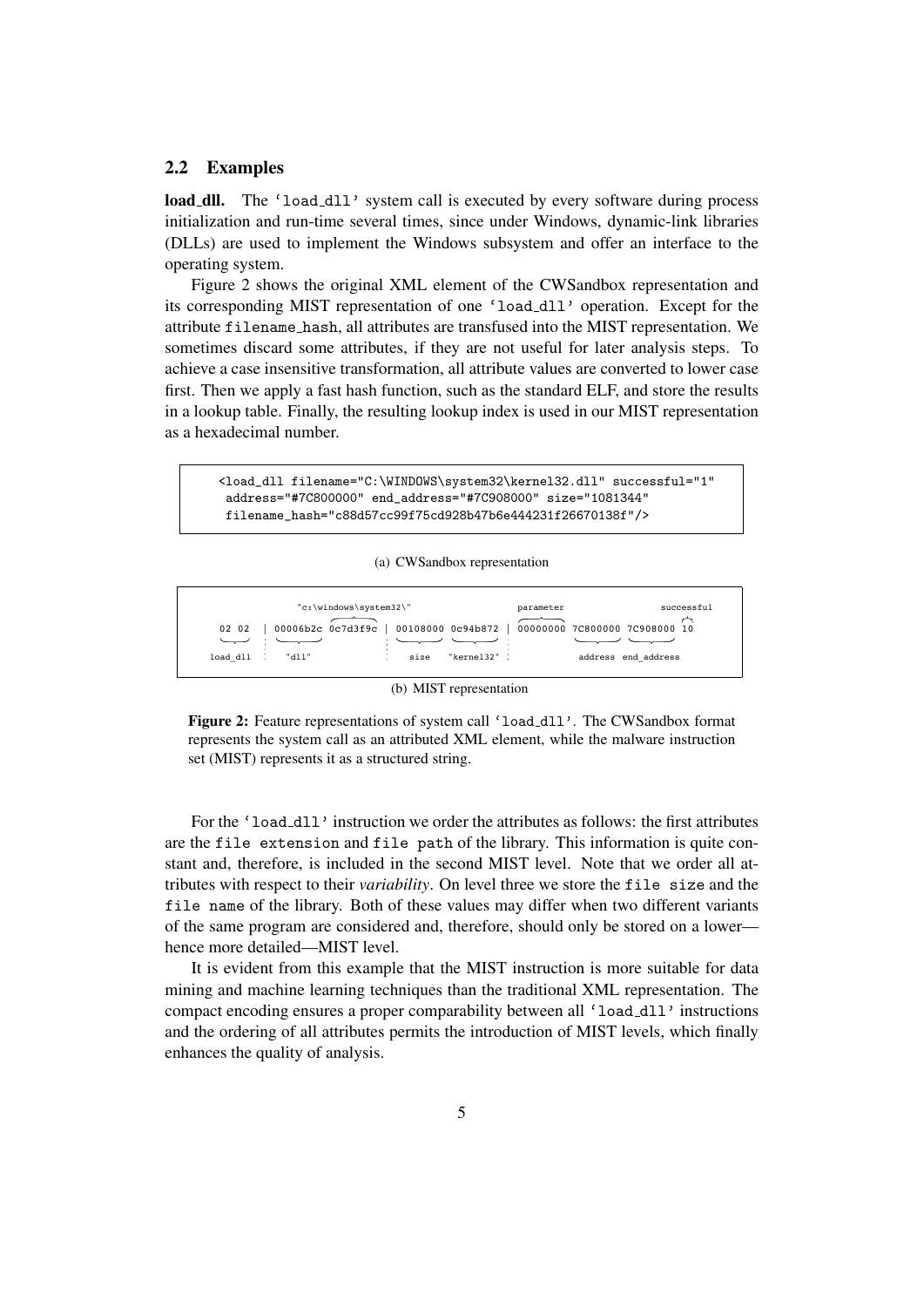## 2.2 Examples

**load_dll.** The 'load_dll' system call is executed by every software during process initialization and run-time several times, since under Windows, dynamic-link libraries (DLLs) are used to implement the Windows subsystem and offer an interface to the operating system.

Figure 2 shows the original XML element of the CWSandbox representation and its corresponding MIST representation of one 'load_dll' operation. Except for the attribute filename_hash, all attributes are transfused into the MIST representation. We sometimes discard some attributes, if they are not useful for later analysis steps. To achieve a case insensitive transformation, all attribute values are converted to lower case first. Then we apply a fast hash function, such as the standard ELF, and store the results in a lookup table. Finally, the resulting lookup index is used in our MIST representation as a hexadecimal number.

```
<load_dll filename="C:\WINDOWS\system32\kernel32.dll" successful="1"
 address="#7C800000" end_address="#7C908000" size="1081344"
 filename_hash="c88d57cc99f75cd928b47b6e444231f26670138f"/>
```

(a) CWSandbox representation

```
               "c:\windows\system32\"                    parameter            successful
 02 02  | 00006b2c 0c7d3f9c | 00108000 0c94b872 | 00000000 7C800000 7C908000 10
load_dll    "dll"                 size   "kernel32"             address  end_address
```

(b) MIST representation

**Figure 2:** Feature representations of system call 'load_dll'. The CWSandbox format represents the system call as an attributed XML element, while the malware instruction set (MIST) represents it as a structured string.

For the 'load_dll' instruction we order the attributes as follows: the first attributes are the file extension and file path of the library. This information is quite constant and, therefore, is included in the second MIST level. Note that we order all attributes with respect to their *variability*. On level three we store the file size and the file name of the library. Both of these values may differ when two different variants of the same program are considered and, therefore, should only be stored on a lower—hence more detailed—MIST level.

It is evident from this example that the MIST instruction is more suitable for data mining and machine learning techniques than the traditional XML representation. The compact encoding ensures a proper comparability between all 'load_dll' instructions and the ordering of all attributes permits the introduction of MIST levels, which finally enhances the quality of analysis.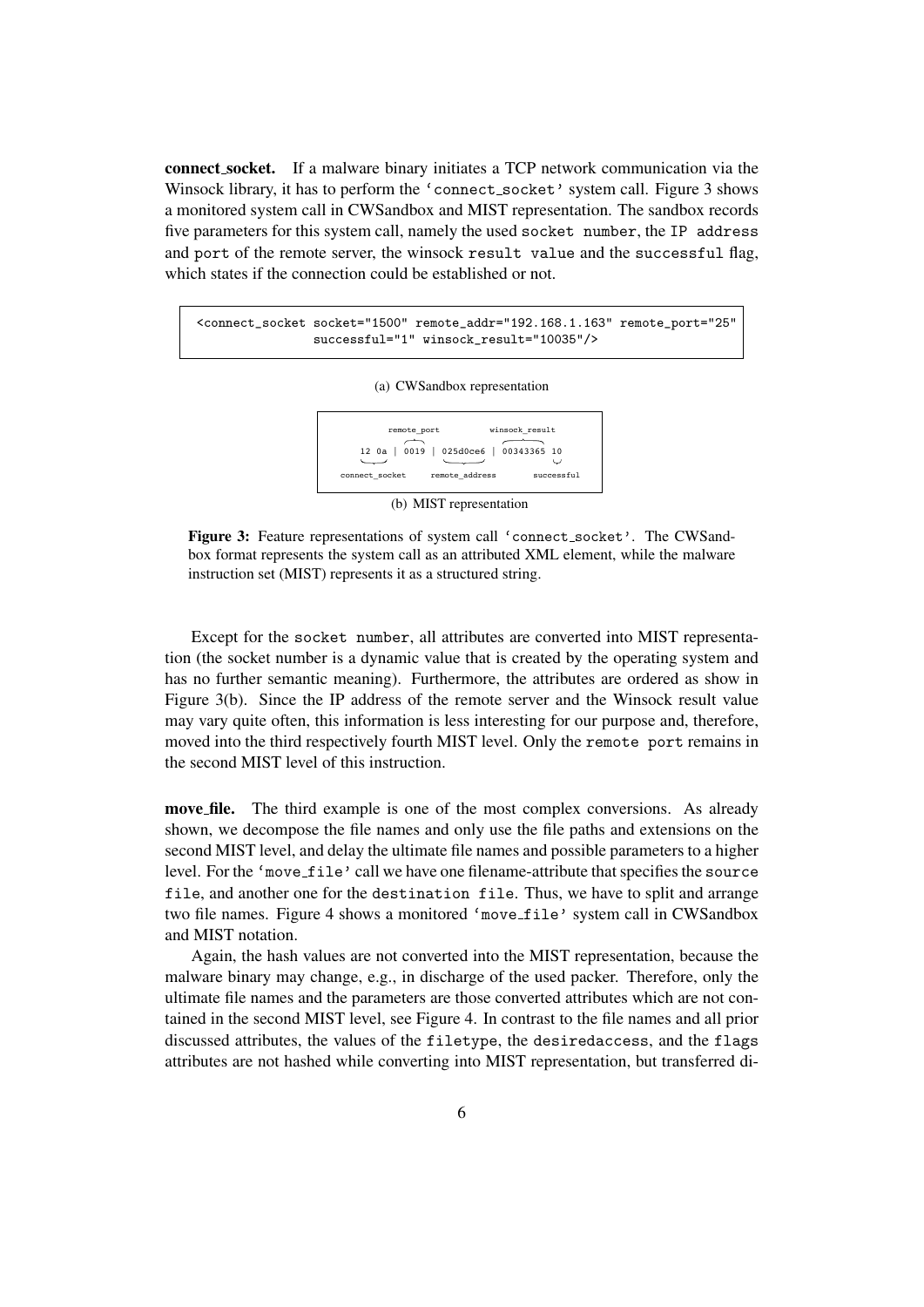**connect_socket.** If a malware binary initiates a TCP network communication via the Winsock library, it has to perform the 'connect_socket' system call. Figure 3 shows a monitored system call in CWSandbox and MIST representation. The sandbox records five parameters for this system call, namely the used socket number, the IP address and port of the remote server, the winsock result value and the successful flag, which states if the connection could be established or not.

```
<connect_socket socket="1500" remote_addr="192.168.1.163" remote_port="25"
                successful="1" winsock_result="10035"/>
```

(a) CWSandbox representation

```
          remote_port          winsock_result
 12 0a | 0019 | 025d0ce6 | 00343365 10
connect_socket   remote_address      successful
```

(b) MIST representation

**Figure 3:** Feature representations of system call 'connect_socket'. The CWSandbox format represents the system call as an attributed XML element, while the malware instruction set (MIST) represents it as a structured string.

Except for the socket number, all attributes are converted into MIST representation (the socket number is a dynamic value that is created by the operating system and has no further semantic meaning). Furthermore, the attributes are ordered as show in Figure 3(b). Since the IP address of the remote server and the Winsock result value may vary quite often, this information is less interesting for our purpose and, therefore, moved into the third respectively fourth MIST level. Only the remote port remains in the second MIST level of this instruction.

**move_file.** The third example is one of the most complex conversions. As already shown, we decompose the file names and only use the file paths and extensions on the second MIST level, and delay the ultimate file names and possible parameters to a higher level. For the 'move_file' call we have one filename-attribute that specifies the source file, and another one for the destination file. Thus, we have to split and arrange two file names. Figure 4 shows a monitored 'move_file' system call in CWSandbox and MIST notation.

Again, the hash values are not converted into the MIST representation, because the malware binary may change, e.g., in discharge of the used packer. Therefore, only the ultimate file names and the parameters are those converted attributes which are not contained in the second MIST level, see Figure 4. In contrast to the file names and all prior discussed attributes, the values of the filetype, the desiredaccess, and the flags attributes are not hashed while converting into MIST representation, but transferred di-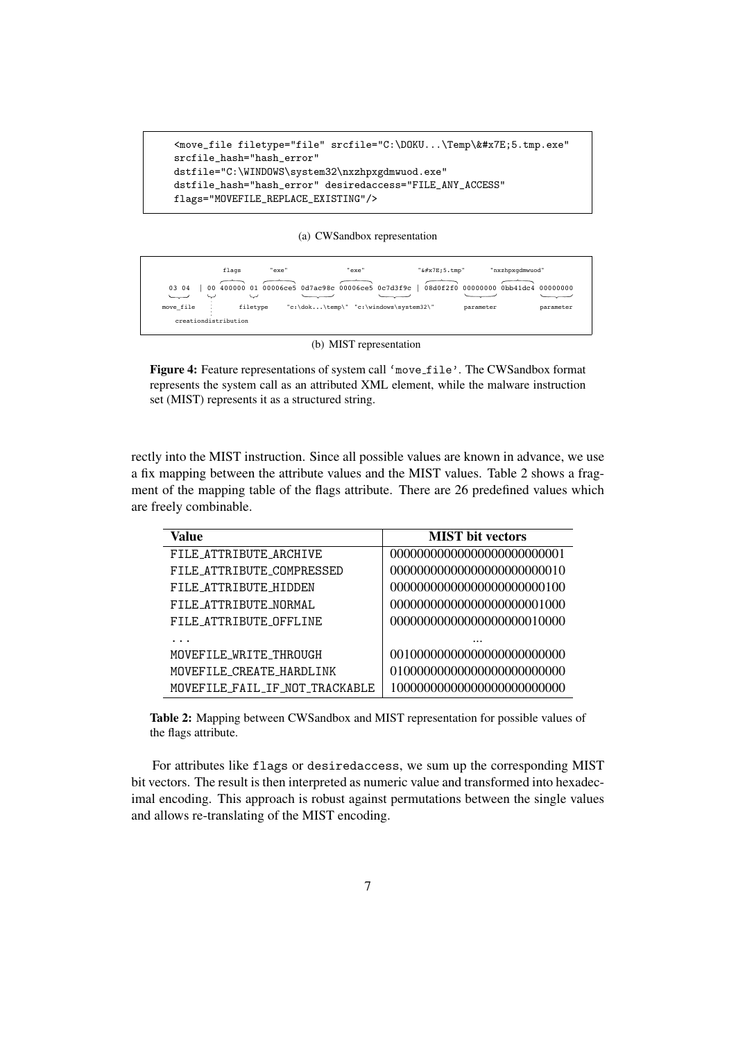```
<move_file filetype="file" srcfile="C:\DOKU...\Temp\&#x7E;5.tmp.exe"
srcfile_hash="hash_error"
dstfile="C:\WINDOWS\system32\nxzhpxgdmwuod.exe"
dstfile_hash="hash_error" desiredaccess="FILE_ANY_ACCESS"
flags="MOVEFILE_REPLACE_EXISTING"/>
```

(a) CWSandbox representation

```
              flags       "exe"                "exe"              "&#x7E;5.tmp"      "nxzhpxgdmwuod"
03 04  | 00 400000 01 00006ce5 0d7ac98c 00006ce5 0c7d3f9c | 08d0f2f0 00000000 0bb41dc4 00000000
move_file            filetype   "c:\dok...\temp\"  "c:\windows\system32\"    parameter          parameter
   creationdistribution
```

(b) MIST representation

**Figure 4:** Feature representations of system call 'move_file'. The CWSandbox format represents the system call as an attributed XML element, while the malware instruction set (MIST) represents it as a structured string.

rectly into the MIST instruction. Since all possible values are known in advance, we use a fix mapping between the attribute values and the MIST values. Table 2 shows a fragment of the mapping table of the flags attribute. There are 26 predefined values which are freely combinable.

| Value | MIST bit vectors |
|---|---|
| FILE_ATTRIBUTE_ARCHIVE | 00000000000000000000000001 |
| FILE_ATTRIBUTE_COMPRESSED | 00000000000000000000000010 |
| FILE_ATTRIBUTE_HIDDEN | 00000000000000000000000100 |
| FILE_ATTRIBUTE_NORMAL | 00000000000000000000001000 |
| FILE_ATTRIBUTE_OFFLINE | 00000000000000000000010000 |
| ... | ... |
| MOVEFILE_WRITE_THROUGH | 00100000000000000000000000 |
| MOVEFILE_CREATE_HARDLINK | 01000000000000000000000000 |
| MOVEFILE_FAIL_IF_NOT_TRACKABLE | 10000000000000000000000000 |

**Table 2:** Mapping between CWSandbox and MIST representation for possible values of the flags attribute.

For attributes like flags or desiredaccess, we sum up the corresponding MIST bit vectors. The result is then interpreted as numeric value and transformed into hexadecimal encoding. This approach is robust against permutations between the single values and allows re-translating of the MIST encoding.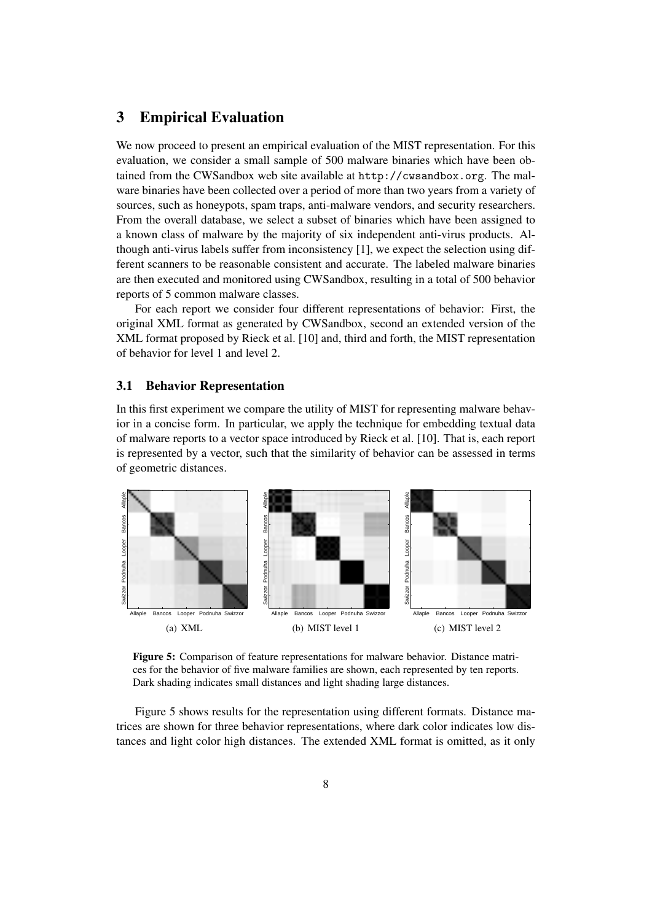## 3 Empirical Evaluation

We now proceed to present an empirical evaluation of the MIST representation. For this evaluation, we consider a small sample of 500 malware binaries which have been obtained from the CWSandbox web site available at `http://cwsandbox.org`. The malware binaries have been collected over a period of more than two years from a variety of sources, such as honeypots, spam traps, anti-malware vendors, and security researchers. From the overall database, we select a subset of binaries which have been assigned to a known class of malware by the majority of six independent anti-virus products. Although anti-virus labels suffer from inconsistency [1], we expect the selection using different scanners to be reasonable consistent and accurate. The labeled malware binaries are then executed and monitored using CWSandbox, resulting in a total of 500 behavior reports of 5 common malware classes.

For each report we consider four different representations of behavior: First, the original XML format as generated by CWSandbox, second an extended version of the XML format proposed by Rieck et al. [10] and, third and forth, the MIST representation of behavior for level 1 and level 2.

### 3.1 Behavior Representation

In this first experiment we compare the utility of MIST for representing malware behavior in a concise form. In particular, we apply the technique for embedding textual data of malware reports to a vector space introduced by Rieck et al. [10]. That is, each report is represented by a vector, such that the similarity of behavior can be assessed in terms of geometric distances.

(a) XML  (b) MIST level 1  (c) MIST level 2

**Figure 5:** Comparison of feature representations for malware behavior. Distance matrices for the behavior of five malware families are shown, each represented by ten reports. Dark shading indicates small distances and light shading large distances.

Figure 5 shows results for the representation using different formats. Distance matrices are shown for three behavior representations, where dark color indicates low distances and light color high distances. The extended XML format is omitted, as it only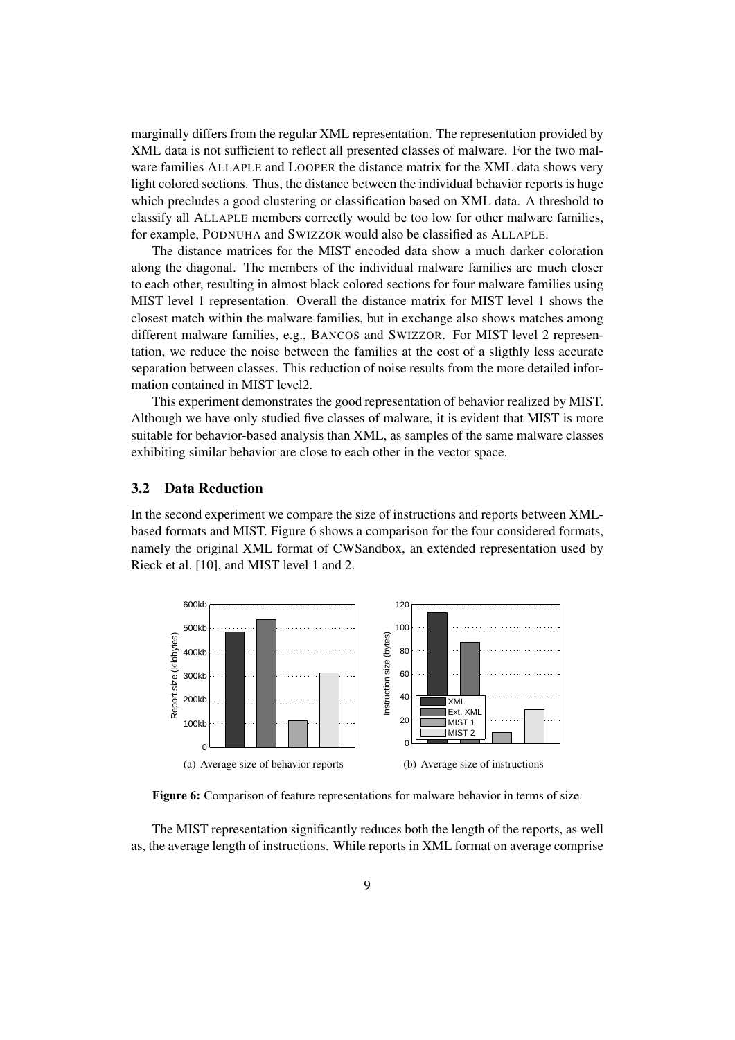marginally differs from the regular XML representation. The representation provided by XML data is not sufficient to reflect all presented classes of malware. For the two malware families ALLAPLE and LOOPER the distance matrix for the XML data shows very light colored sections. Thus, the distance between the individual behavior reports is huge which precludes a good clustering or classification based on XML data. A threshold to classify all ALLAPLE members correctly would be too low for other malware families, for example, PODNUHA and SWIZZOR would also be classified as ALLAPLE.

The distance matrices for the MIST encoded data show a much darker coloration along the diagonal. The members of the individual malware families are much closer to each other, resulting in almost black colored sections for four malware families using MIST level 1 representation. Overall the distance matrix for MIST level 1 shows the closest match within the malware families, but in exchange also shows matches among different malware families, e.g., BANCOS and SWIZZOR. For MIST level 2 representation, we reduce the noise between the families at the cost of a sligthly less accurate separation between classes. This reduction of noise results from the more detailed information contained in MIST level2.

This experiment demonstrates the good representation of behavior realized by MIST. Although we have only studied five classes of malware, it is evident that MIST is more suitable for behavior-based analysis than XML, as samples of the same malware classes exhibiting similar behavior are close to each other in the vector space.

## 3.2 Data Reduction

In the second experiment we compare the size of instructions and reports between XML-based formats and MIST. Figure 6 shows a comparison for the four considered formats, namely the original XML format of CWSandbox, an extended representation used by Rieck et al. [10], and MIST level 1 and 2.

(a) Average size of behavior reports

(b) Average size of instructions

**Figure 6:** Comparison of feature representations for malware behavior in terms of size.

The MIST representation significantly reduces both the length of the reports, as well as, the average length of instructions. While reports in XML format on average comprise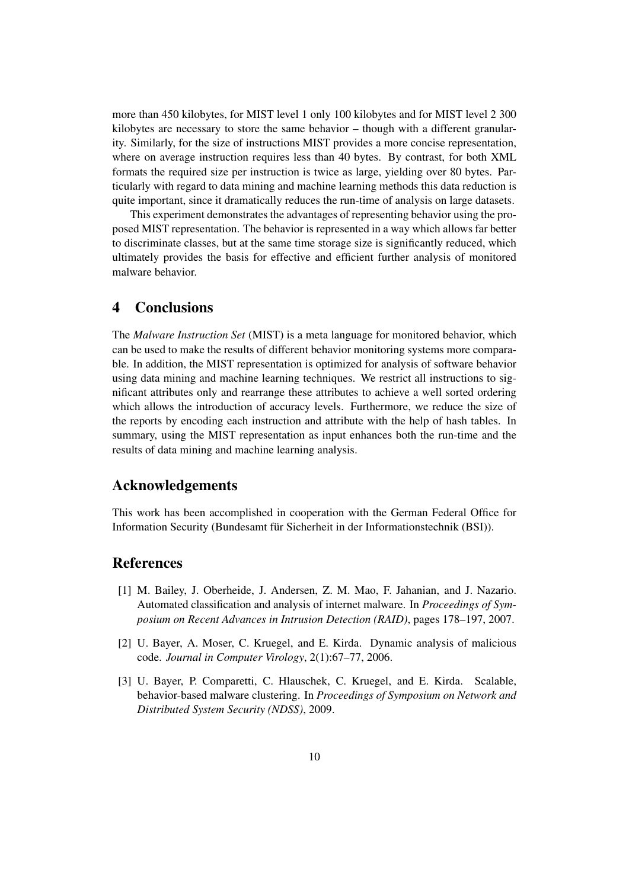more than 450 kilobytes, for MIST level 1 only 100 kilobytes and for MIST level 2 300 kilobytes are necessary to store the same behavior – though with a different granularity. Similarly, for the size of instructions MIST provides a more concise representation, where on average instruction requires less than 40 bytes. By contrast, for both XML formats the required size per instruction is twice as large, yielding over 80 bytes. Particularly with regard to data mining and machine learning methods this data reduction is quite important, since it dramatically reduces the run-time of analysis on large datasets.

This experiment demonstrates the advantages of representing behavior using the proposed MIST representation. The behavior is represented in a way which allows far better to discriminate classes, but at the same time storage size is significantly reduced, which ultimately provides the basis for effective and efficient further analysis of monitored malware behavior.

## 4 Conclusions

The *Malware Instruction Set* (MIST) is a meta language for monitored behavior, which can be used to make the results of different behavior monitoring systems more comparable. In addition, the MIST representation is optimized for analysis of software behavior using data mining and machine learning techniques. We restrict all instructions to significant attributes only and rearrange these attributes to achieve a well sorted ordering which allows the introduction of accuracy levels. Furthermore, we reduce the size of the reports by encoding each instruction and attribute with the help of hash tables. In summary, using the MIST representation as input enhances both the run-time and the results of data mining and machine learning analysis.

## Acknowledgements

This work has been accomplished in cooperation with the German Federal Office for Information Security (Bundesamt für Sicherheit in der Informationstechnik (BSI)).

## References

[1] M. Bailey, J. Oberheide, J. Andersen, Z. M. Mao, F. Jahanian, and J. Nazario. Automated classification and analysis of internet malware. In *Proceedings of Symposium on Recent Advances in Intrusion Detection (RAID)*, pages 178–197, 2007.

[2] U. Bayer, A. Moser, C. Kruegel, and E. Kirda. Dynamic analysis of malicious code. *Journal in Computer Virology*, 2(1):67–77, 2006.

[3] U. Bayer, P. Comparetti, C. Hlauschek, C. Kruegel, and E. Kirda. Scalable, behavior-based malware clustering. In *Proceedings of Symposium on Network and Distributed System Security (NDSS)*, 2009.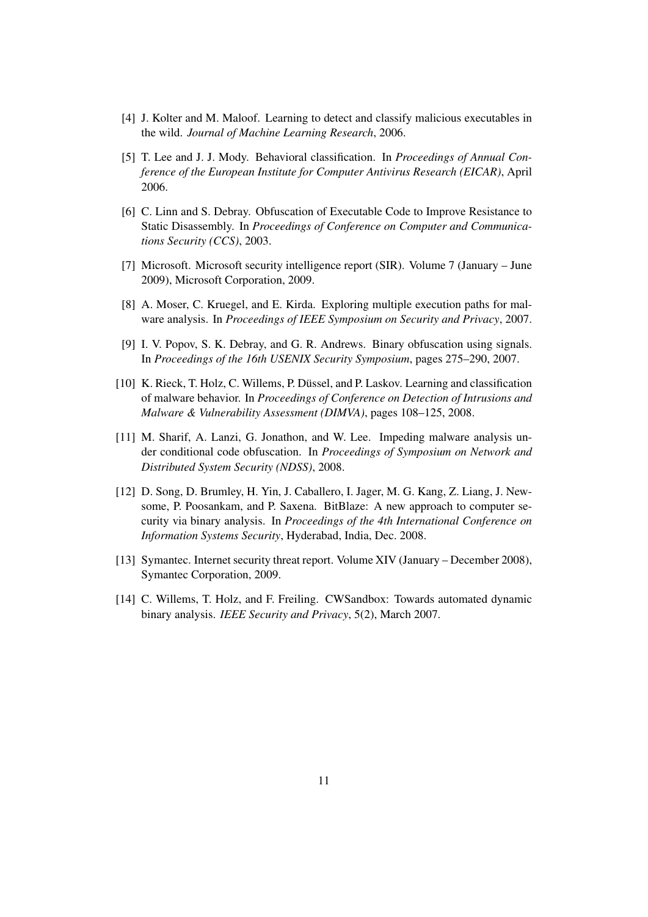[4] J. Kolter and M. Maloof. Learning to detect and classify malicious executables in the wild. *Journal of Machine Learning Research*, 2006.

[5] T. Lee and J. J. Mody. Behavioral classification. In *Proceedings of Annual Conference of the European Institute for Computer Antivirus Research (EICAR)*, April 2006.

[6] C. Linn and S. Debray. Obfuscation of Executable Code to Improve Resistance to Static Disassembly. In *Proceedings of Conference on Computer and Communications Security (CCS)*, 2003.

[7] Microsoft. Microsoft security intelligence report (SIR). Volume 7 (January – June 2009), Microsoft Corporation, 2009.

[8] A. Moser, C. Kruegel, and E. Kirda. Exploring multiple execution paths for malware analysis. In *Proceedings of IEEE Symposium on Security and Privacy*, 2007.

[9] I. V. Popov, S. K. Debray, and G. R. Andrews. Binary obfuscation using signals. In *Proceedings of the 16th USENIX Security Symposium*, pages 275–290, 2007.

[10] K. Rieck, T. Holz, C. Willems, P. Düssel, and P. Laskov. Learning and classification of malware behavior. In *Proceedings of Conference on Detection of Intrusions and Malware & Vulnerability Assessment (DIMVA)*, pages 108–125, 2008.

[11] M. Sharif, A. Lanzi, G. Jonathon, and W. Lee. Impeding malware analysis under conditional code obfuscation. In *Proceedings of Symposium on Network and Distributed System Security (NDSS)*, 2008.

[12] D. Song, D. Brumley, H. Yin, J. Caballero, I. Jager, M. G. Kang, Z. Liang, J. Newsome, P. Poosankam, and P. Saxena. BitBlaze: A new approach to computer security via binary analysis. In *Proceedings of the 4th International Conference on Information Systems Security*, Hyderabad, India, Dec. 2008.

[13] Symantec. Internet security threat report. Volume XIV (January – December 2008), Symantec Corporation, 2009.

[14] C. Willems, T. Holz, and F. Freiling. CWSandbox: Towards automated dynamic binary analysis. *IEEE Security and Privacy*, 5(2), March 2007.